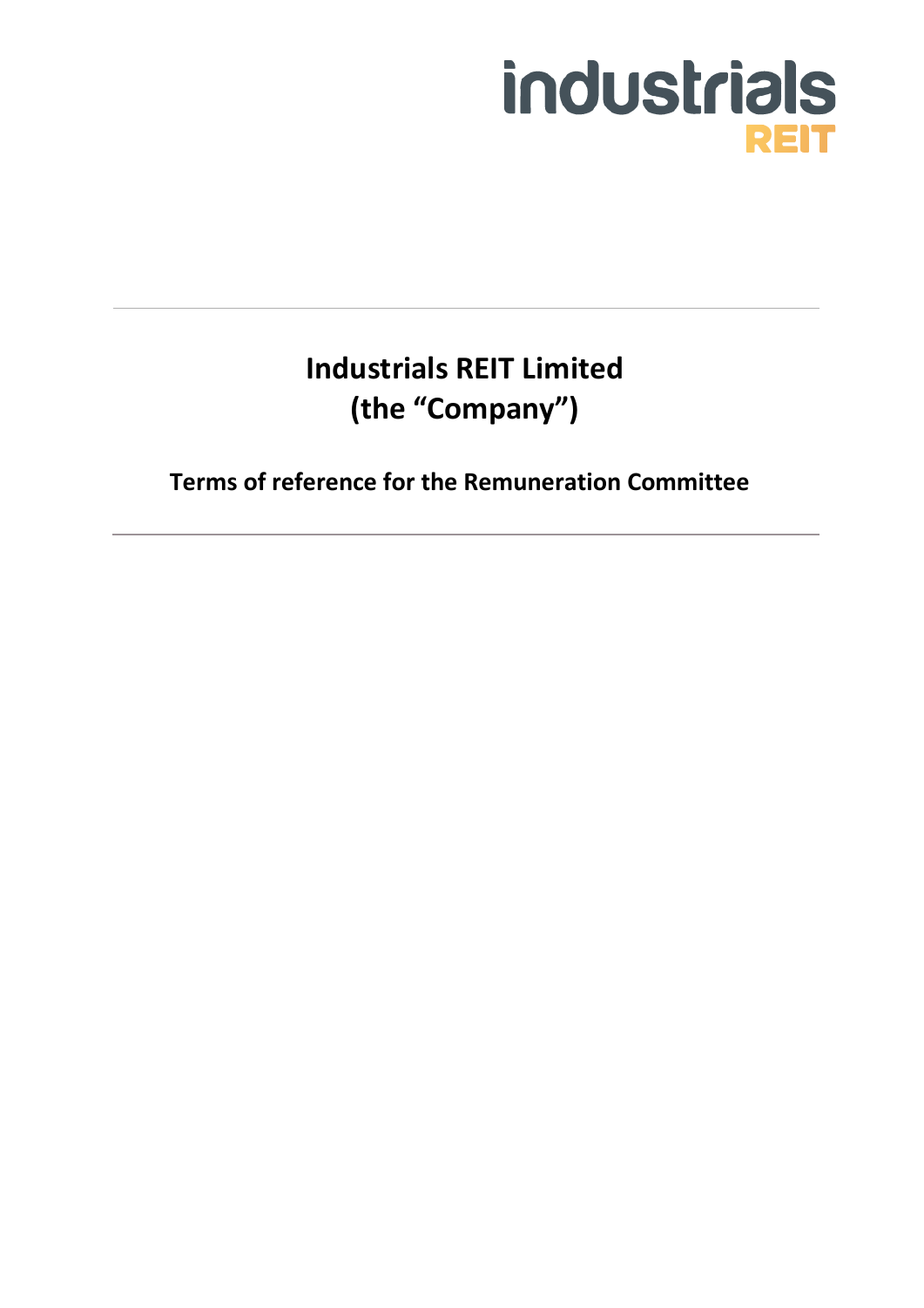industrials REIT

---

# Industrials REIT Limited
# (the “Company”)

## Terms of reference for the Remuneration Committee

---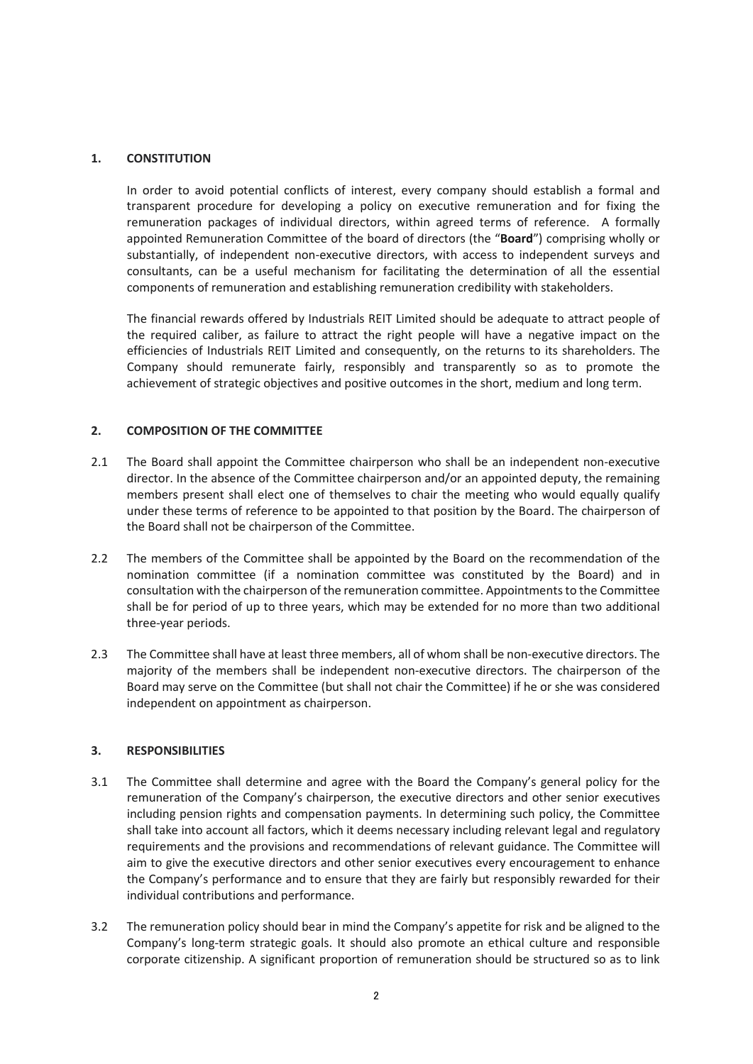## 1. CONSTITUTION

In order to avoid potential conflicts of interest, every company should establish a formal and transparent procedure for developing a policy on executive remuneration and for fixing the remuneration packages of individual directors, within agreed terms of reference. A formally appointed Remuneration Committee of the board of directors (the "**Board**") comprising wholly or substantially, of independent non-executive directors, with access to independent surveys and consultants, can be a useful mechanism for facilitating the determination of all the essential components of remuneration and establishing remuneration credibility with stakeholders.

The financial rewards offered by Industrials REIT Limited should be adequate to attract people of the required caliber, as failure to attract the right people will have a negative impact on the efficiencies of Industrials REIT Limited and consequently, on the returns to its shareholders. The Company should remunerate fairly, responsibly and transparently so as to promote the achievement of strategic objectives and positive outcomes in the short, medium and long term.

## 2. COMPOSITION OF THE COMMITTEE

2.1 The Board shall appoint the Committee chairperson who shall be an independent non-executive director. In the absence of the Committee chairperson and/or an appointed deputy, the remaining members present shall elect one of themselves to chair the meeting who would equally qualify under these terms of reference to be appointed to that position by the Board. The chairperson of the Board shall not be chairperson of the Committee.

2.2 The members of the Committee shall be appointed by the Board on the recommendation of the nomination committee (if a nomination committee was constituted by the Board) and in consultation with the chairperson of the remuneration committee. Appointments to the Committee shall be for period of up to three years, which may be extended for no more than two additional three-year periods.

2.3 The Committee shall have at least three members, all of whom shall be non-executive directors. The majority of the members shall be independent non-executive directors. The chairperson of the Board may serve on the Committee (but shall not chair the Committee) if he or she was considered independent on appointment as chairperson.

## 3. RESPONSIBILITIES

3.1 The Committee shall determine and agree with the Board the Company's general policy for the remuneration of the Company's chairperson, the executive directors and other senior executives including pension rights and compensation payments. In determining such policy, the Committee shall take into account all factors, which it deems necessary including relevant legal and regulatory requirements and the provisions and recommendations of relevant guidance. The Committee will aim to give the executive directors and other senior executives every encouragement to enhance the Company's performance and to ensure that they are fairly but responsibly rewarded for their individual contributions and performance.

3.2 The remuneration policy should bear in mind the Company's appetite for risk and be aligned to the Company's long-term strategic goals. It should also promote an ethical culture and responsible corporate citizenship. A significant proportion of remuneration should be structured so as to link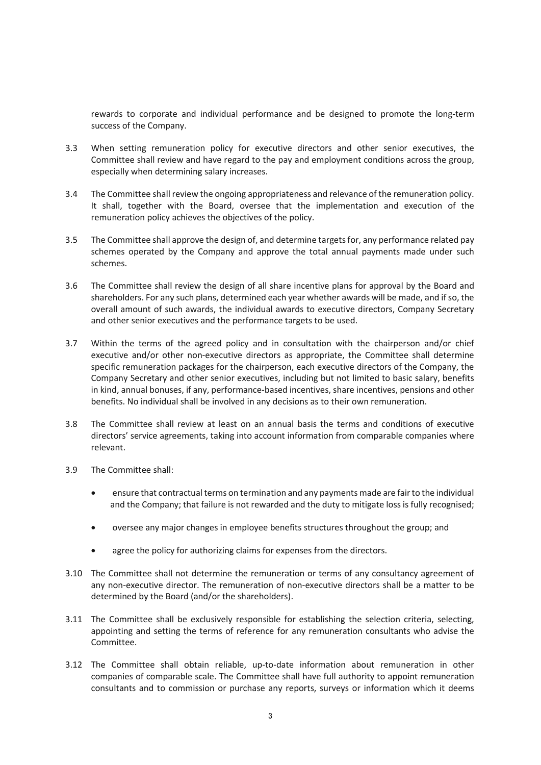rewards to corporate and individual performance and be designed to promote the long-term success of the Company.

3.3 When setting remuneration policy for executive directors and other senior executives, the Committee shall review and have regard to the pay and employment conditions across the group, especially when determining salary increases.

3.4 The Committee shall review the ongoing appropriateness and relevance of the remuneration policy. It shall, together with the Board, oversee that the implementation and execution of the remuneration policy achieves the objectives of the policy.

3.5 The Committee shall approve the design of, and determine targets for, any performance related pay schemes operated by the Company and approve the total annual payments made under such schemes.

3.6 The Committee shall review the design of all share incentive plans for approval by the Board and shareholders. For any such plans, determined each year whether awards will be made, and if so, the overall amount of such awards, the individual awards to executive directors, Company Secretary and other senior executives and the performance targets to be used.

3.7 Within the terms of the agreed policy and in consultation with the chairperson and/or chief executive and/or other non-executive directors as appropriate, the Committee shall determine specific remuneration packages for the chairperson, each executive directors of the Company, the Company Secretary and other senior executives, including but not limited to basic salary, benefits in kind, annual bonuses, if any, performance-based incentives, share incentives, pensions and other benefits. No individual shall be involved in any decisions as to their own remuneration.

3.8 The Committee shall review at least on an annual basis the terms and conditions of executive directors' service agreements, taking into account information from comparable companies where relevant.

3.9 The Committee shall:

- ensure that contractual terms on termination and any payments made are fair to the individual and the Company; that failure is not rewarded and the duty to mitigate loss is fully recognised;
- oversee any major changes in employee benefits structures throughout the group; and
- agree the policy for authorizing claims for expenses from the directors.

3.10 The Committee shall not determine the remuneration or terms of any consultancy agreement of any non-executive director. The remuneration of non-executive directors shall be a matter to be determined by the Board (and/or the shareholders).

3.11 The Committee shall be exclusively responsible for establishing the selection criteria, selecting, appointing and setting the terms of reference for any remuneration consultants who advise the Committee.

3.12 The Committee shall obtain reliable, up-to-date information about remuneration in other companies of comparable scale. The Committee shall have full authority to appoint remuneration consultants and to commission or purchase any reports, surveys or information which it deems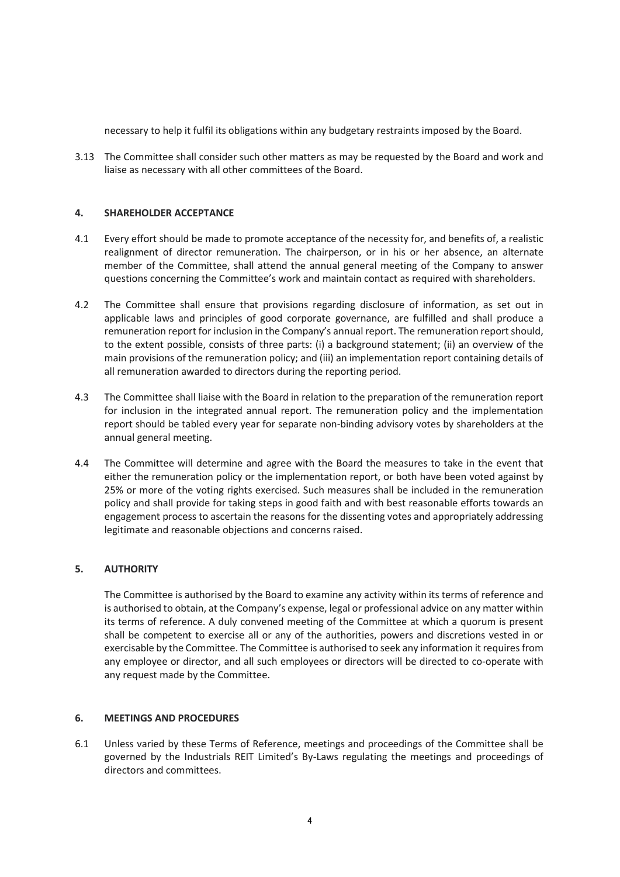necessary to help it fulfil its obligations within any budgetary restraints imposed by the Board.

3.13 The Committee shall consider such other matters as may be requested by the Board and work and liaise as necessary with all other committees of the Board.

## 4. SHAREHOLDER ACCEPTANCE

4.1 Every effort should be made to promote acceptance of the necessity for, and benefits of, a realistic realignment of director remuneration. The chairperson, or in his or her absence, an alternate member of the Committee, shall attend the annual general meeting of the Company to answer questions concerning the Committee's work and maintain contact as required with shareholders.

4.2 The Committee shall ensure that provisions regarding disclosure of information, as set out in applicable laws and principles of good corporate governance, are fulfilled and shall produce a remuneration report for inclusion in the Company's annual report. The remuneration report should, to the extent possible, consists of three parts: (i) a background statement; (ii) an overview of the main provisions of the remuneration policy; and (iii) an implementation report containing details of all remuneration awarded to directors during the reporting period.

4.3 The Committee shall liaise with the Board in relation to the preparation of the remuneration report for inclusion in the integrated annual report. The remuneration policy and the implementation report should be tabled every year for separate non-binding advisory votes by shareholders at the annual general meeting.

4.4 The Committee will determine and agree with the Board the measures to take in the event that either the remuneration policy or the implementation report, or both have been voted against by 25% or more of the voting rights exercised. Such measures shall be included in the remuneration policy and shall provide for taking steps in good faith and with best reasonable efforts towards an engagement process to ascertain the reasons for the dissenting votes and appropriately addressing legitimate and reasonable objections and concerns raised.

## 5. AUTHORITY

The Committee is authorised by the Board to examine any activity within its terms of reference and is authorised to obtain, at the Company's expense, legal or professional advice on any matter within its terms of reference. A duly convened meeting of the Committee at which a quorum is present shall be competent to exercise all or any of the authorities, powers and discretions vested in or exercisable by the Committee. The Committee is authorised to seek any information it requires from any employee or director, and all such employees or directors will be directed to co-operate with any request made by the Committee.

## 6. MEETINGS AND PROCEDURES

6.1 Unless varied by these Terms of Reference, meetings and proceedings of the Committee shall be governed by the Industrials REIT Limited's By-Laws regulating the meetings and proceedings of directors and committees.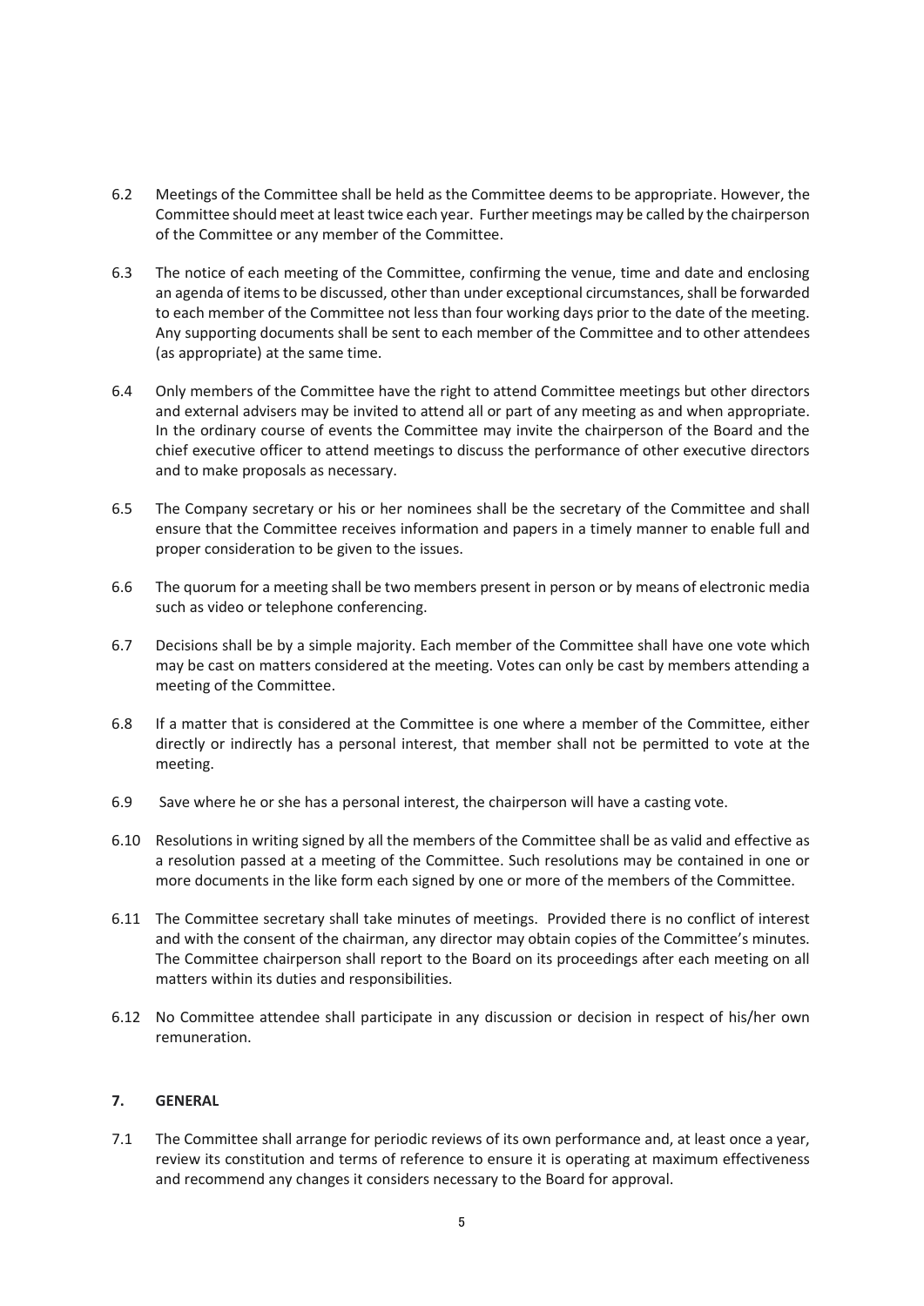6.2 Meetings of the Committee shall be held as the Committee deems to be appropriate. However, the Committee should meet at least twice each year. Further meetings may be called by the chairperson of the Committee or any member of the Committee.

6.3 The notice of each meeting of the Committee, confirming the venue, time and date and enclosing an agenda of items to be discussed, other than under exceptional circumstances, shall be forwarded to each member of the Committee not less than four working days prior to the date of the meeting. Any supporting documents shall be sent to each member of the Committee and to other attendees (as appropriate) at the same time.

6.4 Only members of the Committee have the right to attend Committee meetings but other directors and external advisers may be invited to attend all or part of any meeting as and when appropriate. In the ordinary course of events the Committee may invite the chairperson of the Board and the chief executive officer to attend meetings to discuss the performance of other executive directors and to make proposals as necessary.

6.5 The Company secretary or his or her nominees shall be the secretary of the Committee and shall ensure that the Committee receives information and papers in a timely manner to enable full and proper consideration to be given to the issues.

6.6 The quorum for a meeting shall be two members present in person or by means of electronic media such as video or telephone conferencing.

6.7 Decisions shall be by a simple majority. Each member of the Committee shall have one vote which may be cast on matters considered at the meeting. Votes can only be cast by members attending a meeting of the Committee.

6.8 If a matter that is considered at the Committee is one where a member of the Committee, either directly or indirectly has a personal interest, that member shall not be permitted to vote at the meeting.

6.9 Save where he or she has a personal interest, the chairperson will have a casting vote.

6.10 Resolutions in writing signed by all the members of the Committee shall be as valid and effective as a resolution passed at a meeting of the Committee. Such resolutions may be contained in one or more documents in the like form each signed by one or more of the members of the Committee.

6.11 The Committee secretary shall take minutes of meetings. Provided there is no conflict of interest and with the consent of the chairman, any director may obtain copies of the Committee's minutes. The Committee chairperson shall report to the Board on its proceedings after each meeting on all matters within its duties and responsibilities.

6.12 No Committee attendee shall participate in any discussion or decision in respect of his/her own remuneration.

## 7. GENERAL

7.1 The Committee shall arrange for periodic reviews of its own performance and, at least once a year, review its constitution and terms of reference to ensure it is operating at maximum effectiveness and recommend any changes it considers necessary to the Board for approval.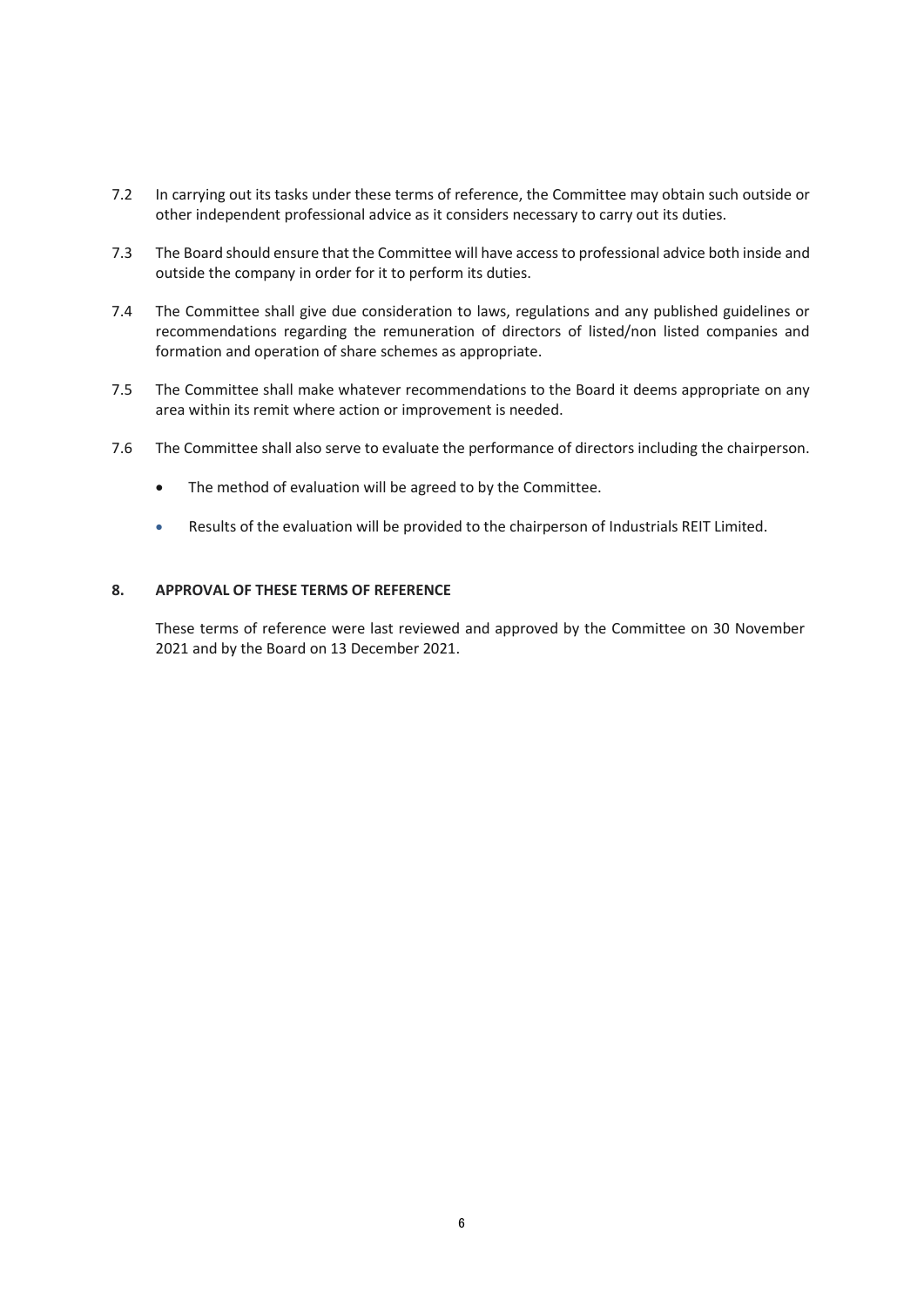7.2 In carrying out its tasks under these terms of reference, the Committee may obtain such outside or other independent professional advice as it considers necessary to carry out its duties.

7.3 The Board should ensure that the Committee will have access to professional advice both inside and outside the company in order for it to perform its duties.

7.4 The Committee shall give due consideration to laws, regulations and any published guidelines or recommendations regarding the remuneration of directors of listed/non listed companies and formation and operation of share schemes as appropriate.

7.5 The Committee shall make whatever recommendations to the Board it deems appropriate on any area within its remit where action or improvement is needed.

7.6 The Committee shall also serve to evaluate the performance of directors including the chairperson.

- The method of evaluation will be agreed to by the Committee.
- Results of the evaluation will be provided to the chairperson of Industrials REIT Limited.

## 8. APPROVAL OF THESE TERMS OF REFERENCE

These terms of reference were last reviewed and approved by the Committee on 30 November 2021 and by the Board on 13 December 2021.